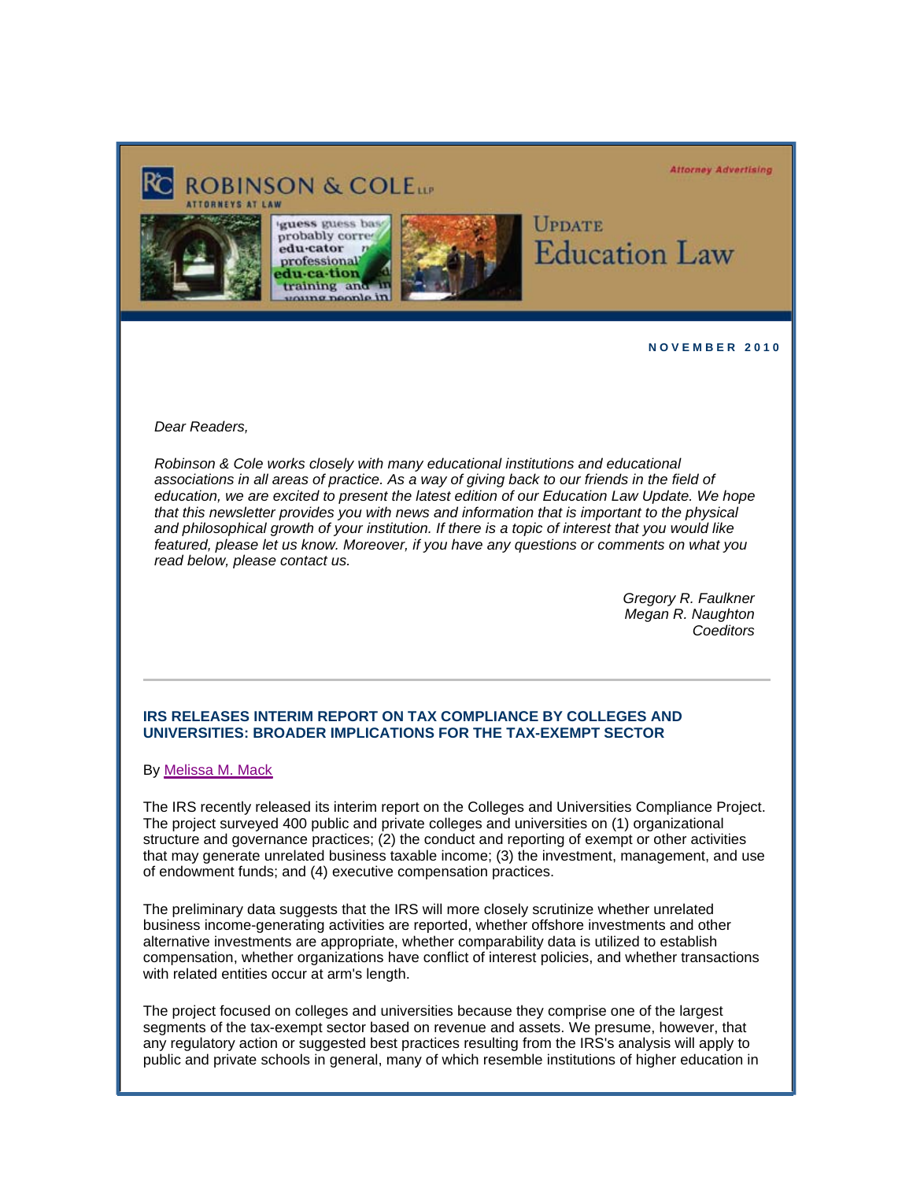Robinson & Cole LLP — Attorneys at Law

Attorney Advertising

# Update Education Law

**NOVEMBER 2010**

*Dear Readers,*

*Robinson & Cole works closely with many educational institutions and educational associations in all areas of practice. As a way of giving back to our friends in the field of education, we are excited to present the latest edition of our Education Law Update. We hope that this newsletter provides you with news and information that is important to the physical and philosophical growth of your institution. If there is a topic of interest that you would like featured, please let us know. Moreover, if you have any questions or comments on what you read below, please contact us.*

*Gregory R. Faulkner*
*Megan R. Naughton*
*Coeditors*

---

## IRS RELEASES INTERIM REPORT ON TAX COMPLIANCE BY COLLEGES AND UNIVERSITIES: BROADER IMPLICATIONS FOR THE TAX-EXEMPT SECTOR

By Melissa M. Mack

The IRS recently released its interim report on the Colleges and Universities Compliance Project. The project surveyed 400 public and private colleges and universities on (1) organizational structure and governance practices; (2) the conduct and reporting of exempt or other activities that may generate unrelated business taxable income; (3) the investment, management, and use of endowment funds; and (4) executive compensation practices.

The preliminary data suggests that the IRS will more closely scrutinize whether unrelated business income-generating activities are reported, whether offshore investments and other alternative investments are appropriate, whether comparability data is utilized to establish compensation, whether organizations have conflict of interest policies, and whether transactions with related entities occur at arm's length.

The project focused on colleges and universities because they comprise one of the largest segments of the tax-exempt sector based on revenue and assets. We presume, however, that any regulatory action or suggested best practices resulting from the IRS's analysis will apply to public and private schools in general, many of which resemble institutions of higher education in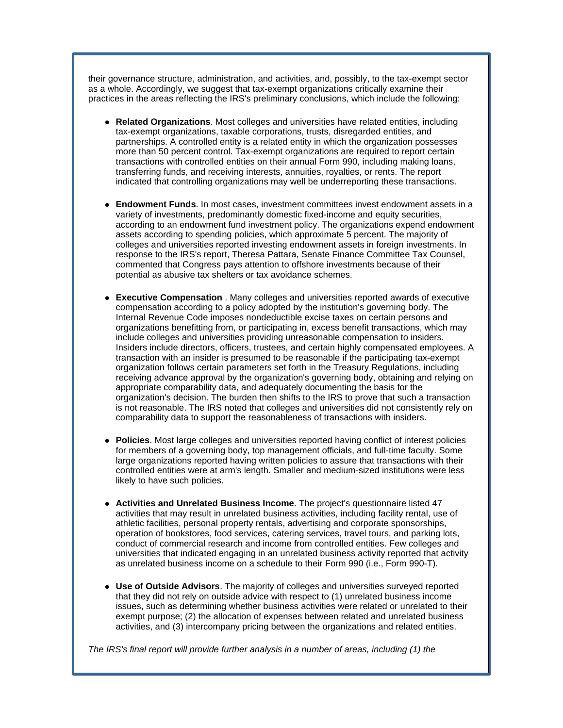their governance structure, administration, and activities, and, possibly, to the tax-exempt sector as a whole. Accordingly, we suggest that tax-exempt organizations critically examine their practices in the areas reflecting the IRS's preliminary conclusions, which include the following:

- **Related Organizations**. Most colleges and universities have related entities, including tax-exempt organizations, taxable corporations, trusts, disregarded entities, and partnerships. A controlled entity is a related entity in which the organization possesses more than 50 percent control. Tax-exempt organizations are required to report certain transactions with controlled entities on their annual Form 990, including making loans, transferring funds, and receiving interests, annuities, royalties, or rents. The report indicated that controlling organizations may well be underreporting these transactions.

- **Endowment Funds**. In most cases, investment committees invest endowment assets in a variety of investments, predominantly domestic fixed-income and equity securities, according to an endowment fund investment policy. The organizations expend endowment assets according to spending policies, which approximate 5 percent. The majority of colleges and universities reported investing endowment assets in foreign investments. In response to the IRS's report, Theresa Pattara, Senate Finance Committee Tax Counsel, commented that Congress pays attention to offshore investments because of their potential as abusive tax shelters or tax avoidance schemes.

- **Executive Compensation** . Many colleges and universities reported awards of executive compensation according to a policy adopted by the institution's governing body. The Internal Revenue Code imposes nondeductible excise taxes on certain persons and organizations benefitting from, or participating in, excess benefit transactions, which may include colleges and universities providing unreasonable compensation to insiders. Insiders include directors, officers, trustees, and certain highly compensated employees. A transaction with an insider is presumed to be reasonable if the participating tax-exempt organization follows certain parameters set forth in the Treasury Regulations, including receiving advance approval by the organization's governing body, obtaining and relying on appropriate comparability data, and adequately documenting the basis for the organization's decision. The burden then shifts to the IRS to prove that such a transaction is not reasonable. The IRS noted that colleges and universities did not consistently rely on comparability data to support the reasonableness of transactions with insiders.

- **Policies**. Most large colleges and universities reported having conflict of interest policies for members of a governing body, top management officials, and full-time faculty. Some large organizations reported having written policies to assure that transactions with their controlled entities were at arm's length. Smaller and medium-sized institutions were less likely to have such policies.

- **Activities and Unrelated Business Income**. The project's questionnaire listed 47 activities that may result in unrelated business activities, including facility rental, use of athletic facilities, personal property rentals, advertising and corporate sponsorships, operation of bookstores, food services, catering services, travel tours, and parking lots, conduct of commercial research and income from controlled entities. Few colleges and universities that indicated engaging in an unrelated business activity reported that activity as unrelated business income on a schedule to their Form 990 (i.e., Form 990-T).

- **Use of Outside Advisors**. The majority of colleges and universities surveyed reported that they did not rely on outside advice with respect to (1) unrelated business income issues, such as determining whether business activities were related or unrelated to their exempt purpose; (2) the allocation of expenses between related and unrelated business activities, and (3) intercompany pricing between the organizations and related entities.

*The IRS's final report will provide further analysis in a number of areas, including (1) the*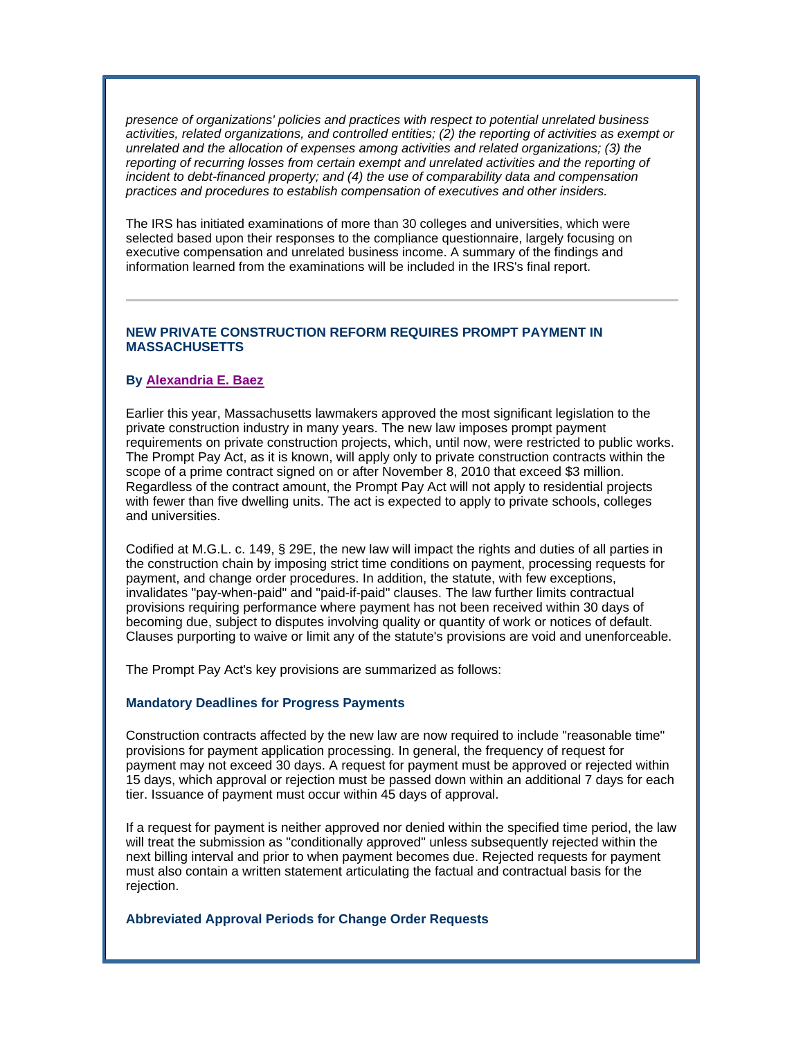*presence of organizations' policies and practices with respect to potential unrelated business activities, related organizations, and controlled entities; (2) the reporting of activities as exempt or unrelated and the allocation of expenses among activities and related organizations; (3) the reporting of recurring losses from certain exempt and unrelated activities and the reporting of incident to debt-financed property; and (4) the use of comparability data and compensation practices and procedures to establish compensation of executives and other insiders.*

The IRS has initiated examinations of more than 30 colleges and universities, which were selected based upon their responses to the compliance questionnaire, largely focusing on executive compensation and unrelated business income. A summary of the findings and information learned from the examinations will be included in the IRS's final report.

---

## NEW PRIVATE CONSTRUCTION REFORM REQUIRES PROMPT PAYMENT IN MASSACHUSETTS

**By Alexandria E. Baez**

Earlier this year, Massachusetts lawmakers approved the most significant legislation to the private construction industry in many years. The new law imposes prompt payment requirements on private construction projects, which, until now, were restricted to public works. The Prompt Pay Act, as it is known, will apply only to private construction contracts within the scope of a prime contract signed on or after November 8, 2010 that exceed $3 million. Regardless of the contract amount, the Prompt Pay Act will not apply to residential projects with fewer than five dwelling units. The act is expected to apply to private schools, colleges and universities.

Codified at M.G.L. c. 149, § 29E, the new law will impact the rights and duties of all parties in the construction chain by imposing strict time conditions on payment, processing requests for payment, and change order procedures. In addition, the statute, with few exceptions, invalidates "pay-when-paid" and "paid-if-paid" clauses. The law further limits contractual provisions requiring performance where payment has not been received within 30 days of becoming due, subject to disputes involving quality or quantity of work or notices of default. Clauses purporting to waive or limit any of the statute's provisions are void and unenforceable.

The Prompt Pay Act's key provisions are summarized as follows:

### Mandatory Deadlines for Progress Payments

Construction contracts affected by the new law are now required to include "reasonable time" provisions for payment application processing. In general, the frequency of request for payment may not exceed 30 days. A request for payment must be approved or rejected within 15 days, which approval or rejection must be passed down within an additional 7 days for each tier. Issuance of payment must occur within 45 days of approval.

If a request for payment is neither approved nor denied within the specified time period, the law will treat the submission as "conditionally approved" unless subsequently rejected within the next billing interval and prior to when payment becomes due. Rejected requests for payment must also contain a written statement articulating the factual and contractual basis for the rejection.

### Abbreviated Approval Periods for Change Order Requests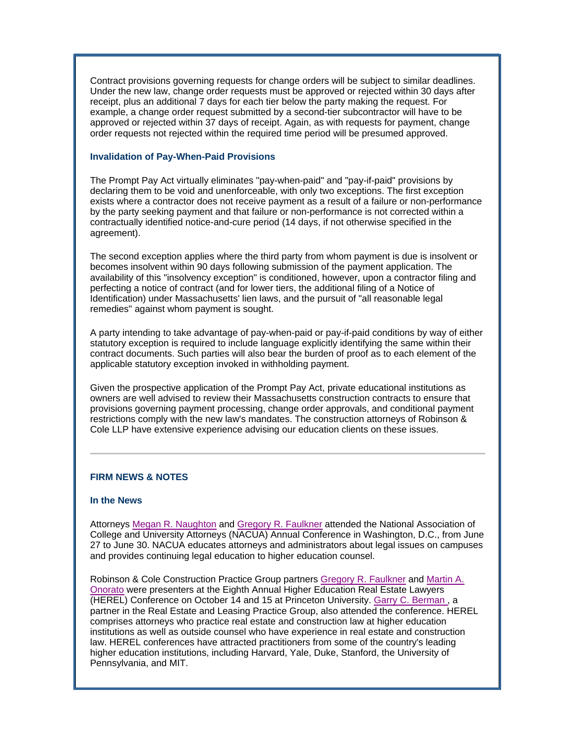Contract provisions governing requests for change orders will be subject to similar deadlines. Under the new law, change order requests must be approved or rejected within 30 days after receipt, plus an additional 7 days for each tier below the party making the request. For example, a change order request submitted by a second-tier subcontractor will have to be approved or rejected within 37 days of receipt. Again, as with requests for payment, change order requests not rejected within the required time period will be presumed approved.

### Invalidation of Pay-When-Paid Provisions

The Prompt Pay Act virtually eliminates "pay-when-paid" and "pay-if-paid" provisions by declaring them to be void and unenforceable, with only two exceptions. The first exception exists where a contractor does not receive payment as a result of a failure or non-performance by the party seeking payment and that failure or non-performance is not corrected within a contractually identified notice-and-cure period (14 days, if not otherwise specified in the agreement).

The second exception applies where the third party from whom payment is due is insolvent or becomes insolvent within 90 days following submission of the payment application. The availability of this "insolvency exception" is conditioned, however, upon a contractor filing and perfecting a notice of contract (and for lower tiers, the additional filing of a Notice of Identification) under Massachusetts' lien laws, and the pursuit of "all reasonable legal remedies" against whom payment is sought.

A party intending to take advantage of pay-when-paid or pay-if-paid conditions by way of either statutory exception is required to include language explicitly identifying the same within their contract documents. Such parties will also bear the burden of proof as to each element of the applicable statutory exception invoked in withholding payment.

Given the prospective application of the Prompt Pay Act, private educational institutions as owners are well advised to review their Massachusetts construction contracts to ensure that provisions governing payment processing, change order approvals, and conditional payment restrictions comply with the new law's mandates. The construction attorneys of Robinson & Cole LLP have extensive experience advising our education clients on these issues.

---

## FIRM NEWS & NOTES

### In the News

Attorneys Megan R. Naughton and Gregory R. Faulkner attended the National Association of College and University Attorneys (NACUA) Annual Conference in Washington, D.C., from June 27 to June 30. NACUA educates attorneys and administrators about legal issues on campuses and provides continuing legal education to higher education counsel.

Robinson & Cole Construction Practice Group partners Gregory R. Faulkner and Martin A. Onorato were presenters at the Eighth Annual Higher Education Real Estate Lawyers (HEREL) Conference on October 14 and 15 at Princeton University. Garry C. Berman , a partner in the Real Estate and Leasing Practice Group, also attended the conference. HEREL comprises attorneys who practice real estate and construction law at higher education institutions as well as outside counsel who have experience in real estate and construction law. HEREL conferences have attracted practitioners from some of the country's leading higher education institutions, including Harvard, Yale, Duke, Stanford, the University of Pennsylvania, and MIT.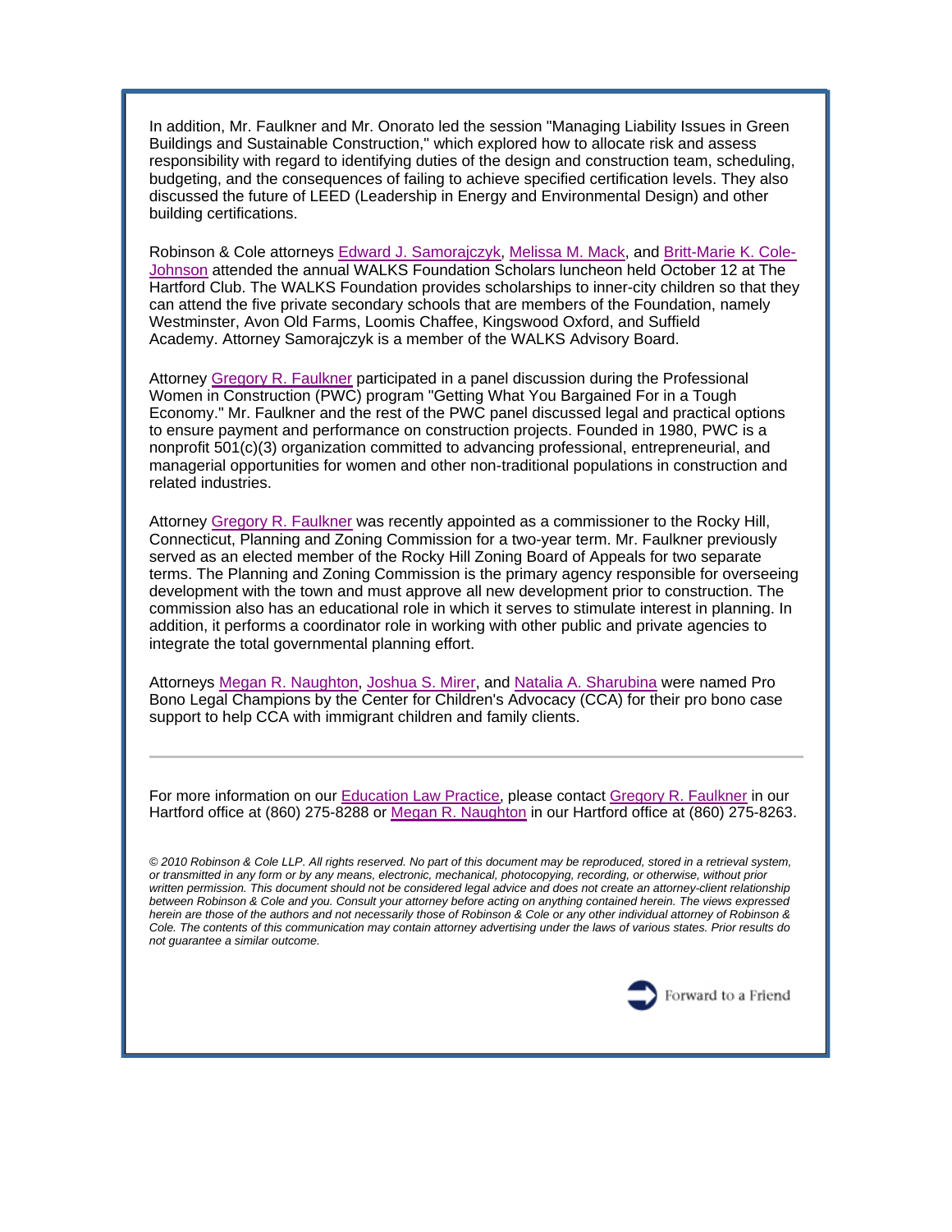In addition, Mr. Faulkner and Mr. Onorato led the session "Managing Liability Issues in Green Buildings and Sustainable Construction," which explored how to allocate risk and assess responsibility with regard to identifying duties of the design and construction team, scheduling, budgeting, and the consequences of failing to achieve specified certification levels. They also discussed the future of LEED (Leadership in Energy and Environmental Design) and other building certifications.

Robinson & Cole attorneys Edward J. Samorajczyk, Melissa M. Mack, and Britt-Marie K. Cole-Johnson attended the annual WALKS Foundation Scholars luncheon held October 12 at The Hartford Club. The WALKS Foundation provides scholarships to inner-city children so that they can attend the five private secondary schools that are members of the Foundation, namely Westminster, Avon Old Farms, Loomis Chaffee, Kingswood Oxford, and Suffield Academy. Attorney Samorajczyk is a member of the WALKS Advisory Board.

Attorney Gregory R. Faulkner participated in a panel discussion during the Professional Women in Construction (PWC) program "Getting What You Bargained For in a Tough Economy." Mr. Faulkner and the rest of the PWC panel discussed legal and practical options to ensure payment and performance on construction projects. Founded in 1980, PWC is a nonprofit 501(c)(3) organization committed to advancing professional, entrepreneurial, and managerial opportunities for women and other non-traditional populations in construction and related industries.

Attorney Gregory R. Faulkner was recently appointed as a commissioner to the Rocky Hill, Connecticut, Planning and Zoning Commission for a two-year term. Mr. Faulkner previously served as an elected member of the Rocky Hill Zoning Board of Appeals for two separate terms. The Planning and Zoning Commission is the primary agency responsible for overseeing development with the town and must approve all new development prior to construction. The commission also has an educational role in which it serves to stimulate interest in planning. In addition, it performs a coordinator role in working with other public and private agencies to integrate the total governmental planning effort.

Attorneys Megan R. Naughton, Joshua S. Mirer, and Natalia A. Sharubina were named Pro Bono Legal Champions by the Center for Children's Advocacy (CCA) for their pro bono case support to help CCA with immigrant children and family clients.

---

For more information on our Education Law Practice, please contact Gregory R. Faulkner in our Hartford office at (860) 275-8288 or Megan R. Naughton in our Hartford office at (860) 275-8263.

*© 2010 Robinson & Cole LLP. All rights reserved. No part of this document may be reproduced, stored in a retrieval system, or transmitted in any form or by any means, electronic, mechanical, photocopying, recording, or otherwise, without prior written permission. This document should not be considered legal advice and does not create an attorney-client relationship between Robinson & Cole and you. Consult your attorney before acting on anything contained herein. The views expressed herein are those of the authors and not necessarily those of Robinson & Cole or any other individual attorney of Robinson & Cole. The contents of this communication may contain attorney advertising under the laws of various states. Prior results do not guarantee a similar outcome.*

Forward to a Friend